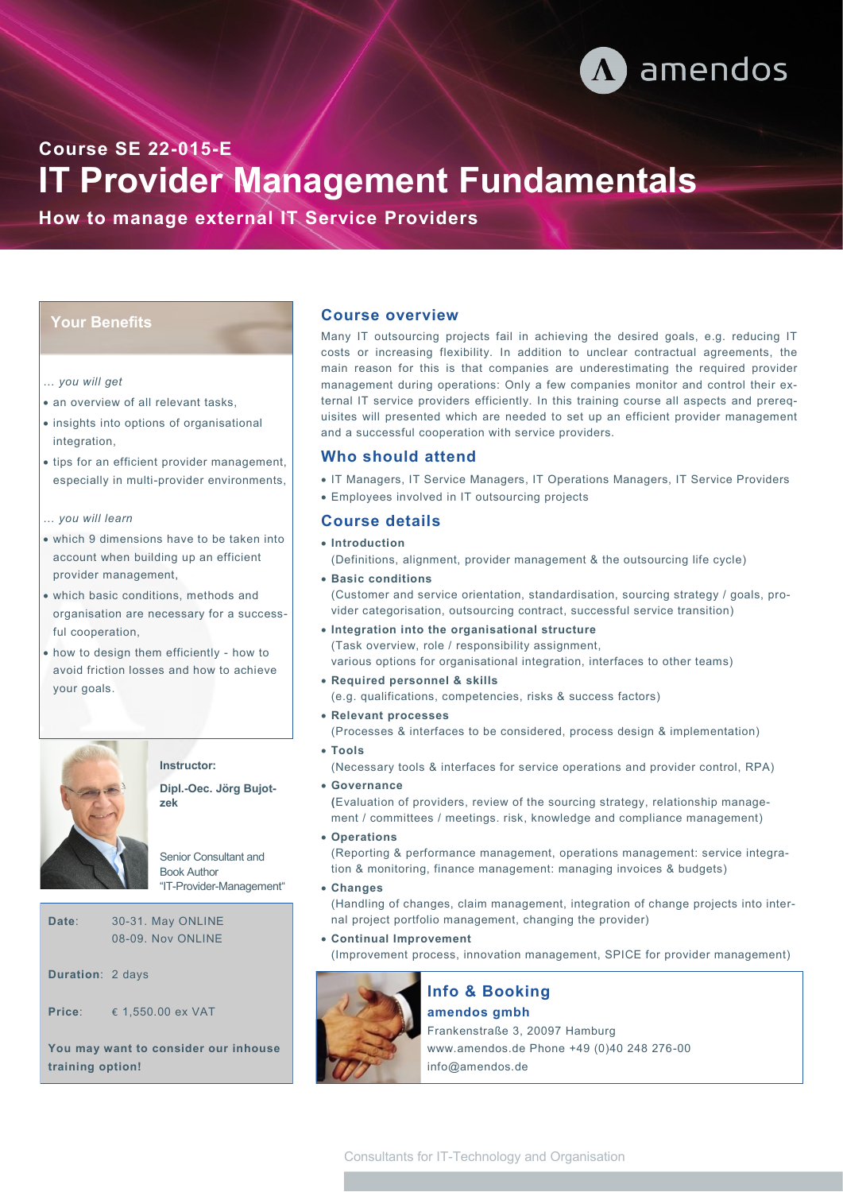amendos

Course SE 22-015-E

# IT Provider Management Fundamentals

**How to manage external IT Service Providers**

## Your Benefits

*... you will get*

- an overview of all relevant tasks,
- insights into options of organisational integration,
- tips for an efficient provider management, especially in multi-provider environments,

*... you will learn*

- which 9 dimensions have to be taken into account when building up an efficient provider management,
- which basic conditions, methods and organisation are necessary for a successful cooperation,
- how to design them efficiently - how to avoid friction losses and how to achieve your goals.

**Instructor:**

**Dipl.-Oec. Jörg Bujotzek**

Senior Consultant and Book Author "IT-Provider-Management"

**Date**: 30-31. May ONLINE
08-09. Nov ONLINE

**Duration**: 2 days

**Price**: € 1,550.00 ex VAT

**You may want to consider our inhouse training option!**

## Course overview

Many IT outsourcing projects fail in achieving the desired goals, e.g. reducing IT costs or increasing flexibility. In addition to unclear contractual agreements, the main reason for this is that companies are underestimating the required provider management during operations: Only a few companies monitor and control their external IT service providers efficiently. In this training course all aspects and prerequisites will presented which are needed to set up an efficient provider management and a successful cooperation with service providers.

## Who should attend

- IT Managers, IT Service Managers, IT Operations Managers, IT Service Providers
- Employees involved in IT outsourcing projects

## Course details

- **Introduction**
  (Definitions, alignment, provider management & the outsourcing life cycle)
- **Basic conditions**
  (Customer and service orientation, standardisation, sourcing strategy / goals, provider categorisation, outsourcing contract, successful service transition)
- **Integration into the organisational structure**
  (Task overview, role / responsibility assignment, various options for organisational integration, interfaces to other teams)
- **Required personnel & skills**
  (e.g. qualifications, competencies, risks & success factors)
- **Relevant processes**
  (Processes & interfaces to be considered, process design & implementation)
- **Tools**
  (Necessary tools & interfaces for service operations and provider control, RPA)
- **Governance**
  (Evaluation of providers, review of the sourcing strategy, relationship management / committees / meetings. risk, knowledge and compliance management)
- **Operations**
  (Reporting & performance management, operations management: service integration & monitoring, finance management: managing invoices & budgets)
- **Changes**
  (Handling of changes, claim management, integration of change projects into internal project portfolio management, changing the provider)
- **Continual Improvement**
  (Improvement process, innovation management, SPICE for provider management)

## Info & Booking

**amendos gmbh**
Frankenstraße 3, 20097 Hamburg
www.amendos.de Phone +49 (0)40 248 276-00
info@amendos.de

Consultants for IT-Technology and Organisation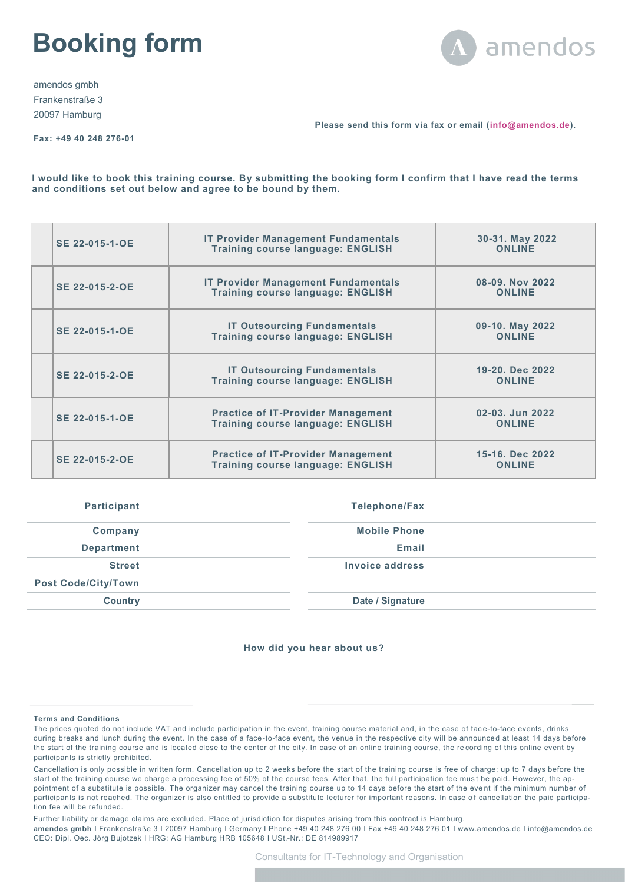# Booking form

amendos

amendos gmbh
Frankenstraße 3
20097 Hamburg

**Fax: +49 40 248 276-01**

**Please send this form via fax or email (info@amendos.de).**

---

**I would like to book this training course. By submitting the booking form I confirm that I have read the terms and conditions set out below and agree to be bound by them.**

| | | | |
|---|---|---|---|
| | **SE 22-015-1-OE** | **IT Provider Management Fundamentals**<br>**Training course language: ENGLISH** | **30-31. May 2022**<br>**ONLINE** |
| | **SE 22-015-2-OE** | **IT Provider Management Fundamentals**<br>**Training course language: ENGLISH** | **08-09. Nov 2022**<br>**ONLINE** |
| | **SE 22-015-1-OE** | **IT Outsourcing Fundamentals**<br>**Training course language: ENGLISH** | **09-10. May 2022**<br>**ONLINE** |
| | **SE 22-015-2-OE** | **IT Outsourcing Fundamentals**<br>**Training course language: ENGLISH** | **19-20. Dec 2022**<br>**ONLINE** |
| | **SE 22-015-1-OE** | **Practice of IT-Provider Management**<br>**Training course language: ENGLISH** | **02-03. Jun 2022**<br>**ONLINE** |
| | **SE 22-015-2-OE** | **Practice of IT-Provider Management**<br>**Training course language: ENGLISH** | **15-16. Dec 2022**<br>**ONLINE** |

| | | | |
|---|---|---|---|
| **Participant** | | **Telephone/Fax** | |
| **Company** | | **Mobile Phone** | |
| **Department** | | **Email** | |
| **Street** | | **Invoice address** | |
| **Post Code/City/Town** | | | |
| **Country** | | **Date / Signature** | |

**How did you hear about us?**

---

**Terms and Conditions**

The prices quoted do not include VAT and include participation in the event, training course material and, in the case of face-to-face events, drinks during breaks and lunch during the event. In the case of a face-to-face event, the venue in the respective city will be announced at least 14 days before the start of the training course and is located close to the center of the city. In case of an online training course, the recording of this online event by participants is strictly prohibited.

Cancellation is only possible in written form. Cancellation up to 2 weeks before the start of the training course is free of charge; up to 7 days before the start of the training course we charge a processing fee of 50% of the course fees. After that, the full participation fee must be paid. However, the appointment of a substitute is possible. The organizer may cancel the training course up to 14 days before the start of the event if the minimum number of participants is not reached. The organizer is also entitled to provide a substitute lecturer for important reasons. In case of cancellation the paid participation fee will be refunded.

Further liability or damage claims are excluded. Place of jurisdiction for disputes arising from this contract is Hamburg.

**amendos gmbh** I Frankenstraße 3 I 20097 Hamburg I Germany I Phone +49 40 248 276 00 I Fax +49 40 248 276 01 I www.amendos.de I info@amendos.de
CEO: Dipl. Oec. Jörg Bujotzek I HRG: AG Hamburg HRB 105648 I USt.-Nr.: DE 814989917

Consultants for IT-Technology and Organisation